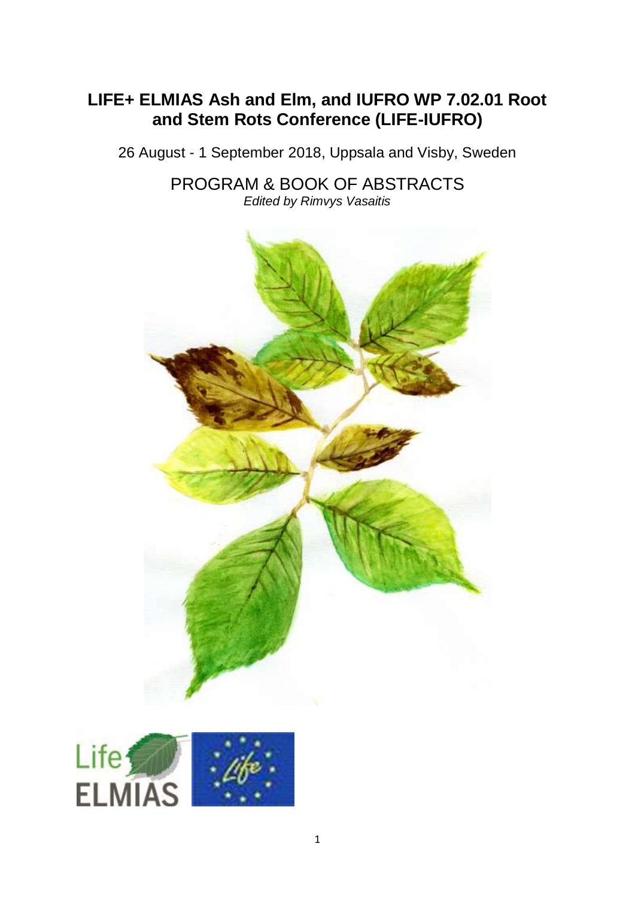# LIFE+ ELMIAS Ash and Elm, and IUFRO WP 7.02.01 Root and Stem Rots Conference (LIFE-IUFRO)

26 August - 1 September 2018, Uppsala and Visby, Sweden

## PROGRAM & BOOK OF ABSTRACTS

*Edited by Rimvys Vasaitis*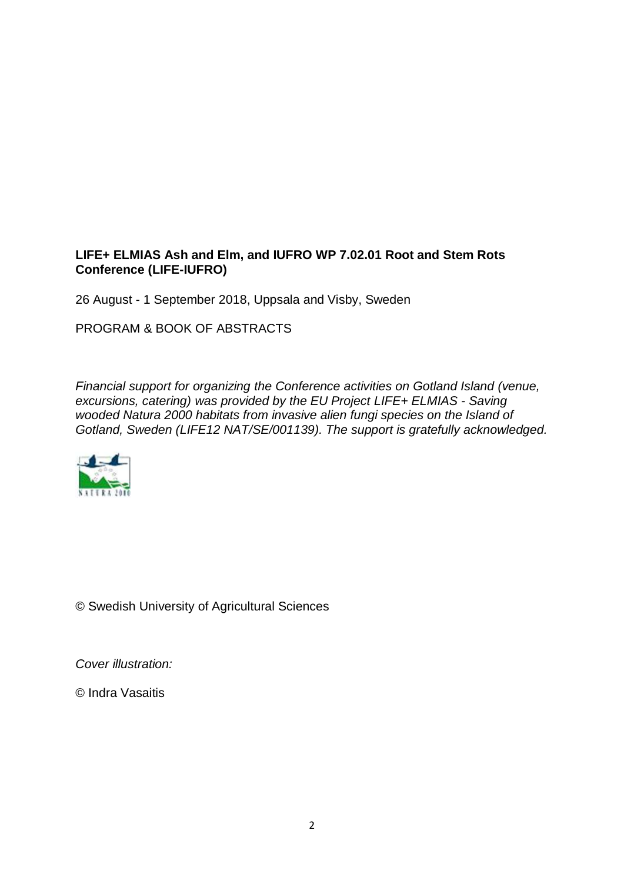**LIFE+ ELMIAS Ash and Elm, and IUFRO WP 7.02.01 Root and Stem Rots Conference (LIFE-IUFRO)**

26 August - 1 September 2018, Uppsala and Visby, Sweden

PROGRAM & BOOK OF ABSTRACTS

*Financial support for organizing the Conference activities on Gotland Island (venue, excursions, catering) was provided by the EU Project LIFE+ ELMIAS - Saving wooded Natura 2000 habitats from invasive alien fungi species on the Island of Gotland, Sweden (LIFE12 NAT/SE/001139). The support is gratefully acknowledged.*

NATURA 2000

© Swedish University of Agricultural Sciences

*Cover illustration:*

© Indra Vasaitis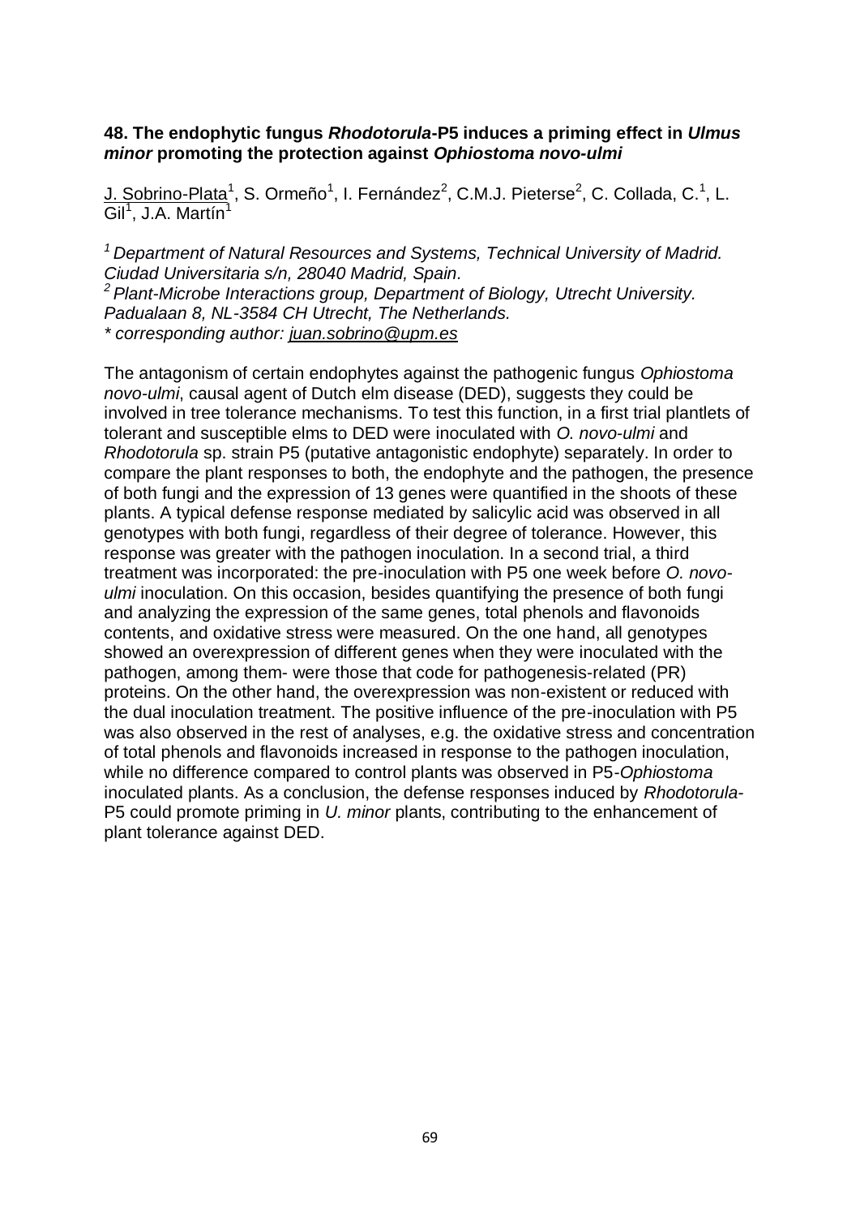**48. The endophytic fungus *Rhodotorula*-P5 induces a priming effect in *Ulmus minor* promoting the protection against *Ophiostoma novo-ulmi***

J. Sobrino-Plata[1], S. Ormeño[1], I. Fernández[2], C.M.J. Pieterse[2], C. Collada, C.[1], L. Gil[1], J.A. Martín[1]

[1] *Department of Natural Resources and Systems, Technical University of Madrid. Ciudad Universitaria s/n, 28040 Madrid, Spain.*
[2] *Plant-Microbe Interactions group, Department of Biology, Utrecht University. Padualaan 8, NL-3584 CH Utrecht, The Netherlands.*
*\* corresponding author: juan.sobrino@upm.es*

The antagonism of certain endophytes against the pathogenic fungus *Ophiostoma novo-ulmi*, causal agent of Dutch elm disease (DED), suggests they could be involved in tree tolerance mechanisms. To test this function, in a first trial plantlets of tolerant and susceptible elms to DED were inoculated with *O. novo-ulmi* and *Rhodotorula* sp. strain P5 (putative antagonistic endophyte) separately. In order to compare the plant responses to both, the endophyte and the pathogen, the presence of both fungi and the expression of 13 genes were quantified in the shoots of these plants. A typical defense response mediated by salicylic acid was observed in all genotypes with both fungi, regardless of their degree of tolerance. However, this response was greater with the pathogen inoculation. In a second trial, a third treatment was incorporated: the pre-inoculation with P5 one week before *O. novo-ulmi* inoculation. On this occasion, besides quantifying the presence of both fungi and analyzing the expression of the same genes, total phenols and flavonoids contents, and oxidative stress were measured. On the one hand, all genotypes showed an overexpression of different genes when they were inoculated with the pathogen, among them- were those that code for pathogenesis-related (PR) proteins. On the other hand, the overexpression was non-existent or reduced with the dual inoculation treatment. The positive influence of the pre-inoculation with P5 was also observed in the rest of analyses, e.g. the oxidative stress and concentration of total phenols and flavonoids increased in response to the pathogen inoculation, while no difference compared to control plants was observed in P5-*Ophiostoma* inoculated plants. As a conclusion, the defense responses induced by *Rhodotorula*-P5 could promote priming in *U. minor* plants, contributing to the enhancement of plant tolerance against DED.